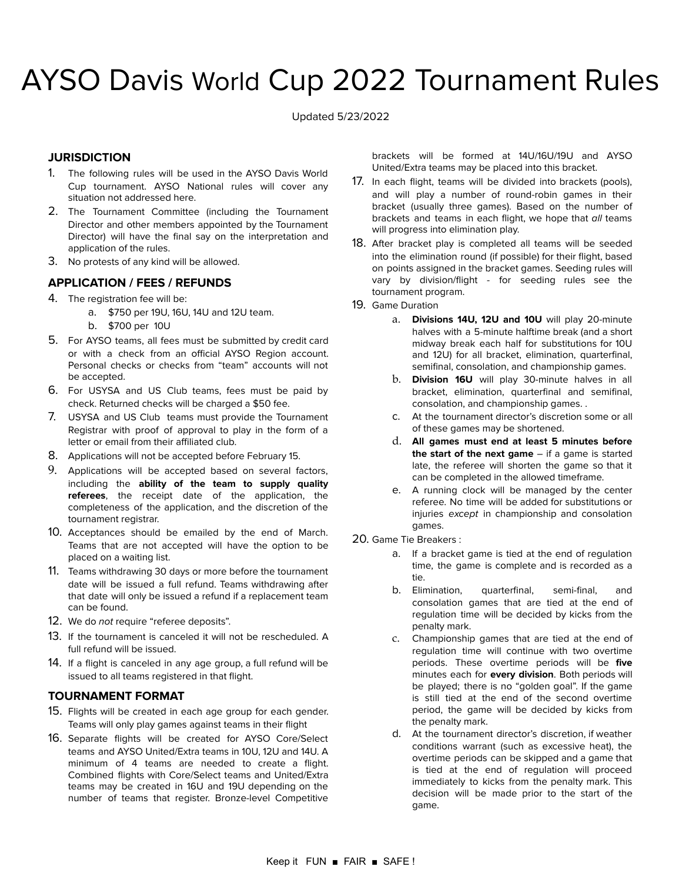# AYSO Davis World Cup 2022 Tournament Rules

Updated 5/23/2022

## JURISDICTION

1. The following rules will be used in the AYSO Davis World Cup tournament. AYSO National rules will cover any situation not addressed here.
2. The Tournament Committee (including the Tournament Director and other members appointed by the Tournament Director) will have the final say on the interpretation and application of the rules.
3. No protests of any kind will be allowed.

## APPLICATION / FEES / REFUNDS

4. The registration fee will be:
   a. $750 per 19U, 16U, 14U and 12U team.
   b. $700 per 10U
5. For AYSO teams, all fees must be submitted by credit card or with a check from an official AYSO Region account. Personal checks or checks from "team" accounts will not be accepted.
6. For USYSA and US Club teams, fees must be paid by check. Returned checks will be charged a $50 fee.
7. USYSA and US Club teams must provide the Tournament Registrar with proof of approval to play in the form of a letter or email from their affiliated club.
8. Applications will not be accepted before February 15.
9. Applications will be accepted based on several factors, including the **ability of the team to supply quality referees**, the receipt date of the application, the completeness of the application, and the discretion of the tournament registrar.
10. Acceptances should be emailed by the end of March. Teams that are not accepted will have the option to be placed on a waiting list.
11. Teams withdrawing 30 days or more before the tournament date will be issued a full refund. Teams withdrawing after that date will only be issued a refund if a replacement team can be found.
12. We do *not* require "referee deposits".
13. If the tournament is canceled it will not be rescheduled. A full refund will be issued.
14. If a flight is canceled in any age group, a full refund will be issued to all teams registered in that flight.

## TOURNAMENT FORMAT

15. Flights will be created in each age group for each gender. Teams will only play games against teams in their flight
16. Separate flights will be created for AYSO Core/Select teams and AYSO United/Extra teams in 10U, 12U and 14U. A minimum of 4 teams are needed to create a flight. Combined flights with Core/Select teams and United/Extra teams may be created in 16U and 19U depending on the number of teams that register. Bronze-level Competitive brackets will be formed at 14U/16U/19U and AYSO United/Extra teams may be placed into this bracket.
17. In each flight, teams will be divided into brackets (pools), and will play a number of round-robin games in their bracket (usually three games). Based on the number of brackets and teams in each flight, we hope that *all* teams will progress into elimination play.
18. After bracket play is completed all teams will be seeded into the elimination round (if possible) for their flight, based on points assigned in the bracket games. Seeding rules will vary by division/flight - for seeding rules see the tournament program.
19. Game Duration
    a. **Divisions 14U, 12U and 10U** will play 20-minute halves with a 5-minute halftime break (and a short midway break each half for substitutions for 10U and 12U) for all bracket, elimination, quarterfinal, semifinal, consolation, and championship games.
    b. **Division 16U** will play 30-minute halves in all bracket, elimination, quarterfinal and semifinal, consolation, and championship games. .
    c. At the tournament director's discretion some or all of these games may be shortened.
    d. **All games must end at least 5 minutes before the start of the next game** – if a game is started late, the referee will shorten the game so that it can be completed in the allowed timeframe.
    e. A running clock will be managed by the center referee. No time will be added for substitutions or injuries *except* in championship and consolation games.
20. Game Tie Breakers :
    a. If a bracket game is tied at the end of regulation time, the game is complete and is recorded as a tie.
    b. Elimination, quarterfinal, semi-final, and consolation games that are tied at the end of regulation time will be decided by kicks from the penalty mark.
    c. Championship games that are tied at the end of regulation time will continue with two overtime periods. These overtime periods will be **five** minutes each for **every division**. Both periods will be played; there is no "golden goal". If the game is still tied at the end of the second overtime period, the game will be decided by kicks from the penalty mark.
    d. At the tournament director's discretion, if weather conditions warrant (such as excessive heat), the overtime periods can be skipped and a game that is tied at the end of regulation will proceed immediately to kicks from the penalty mark. This decision will be made prior to the start of the game.

Keep it FUN ■ FAIR ■ SAFE !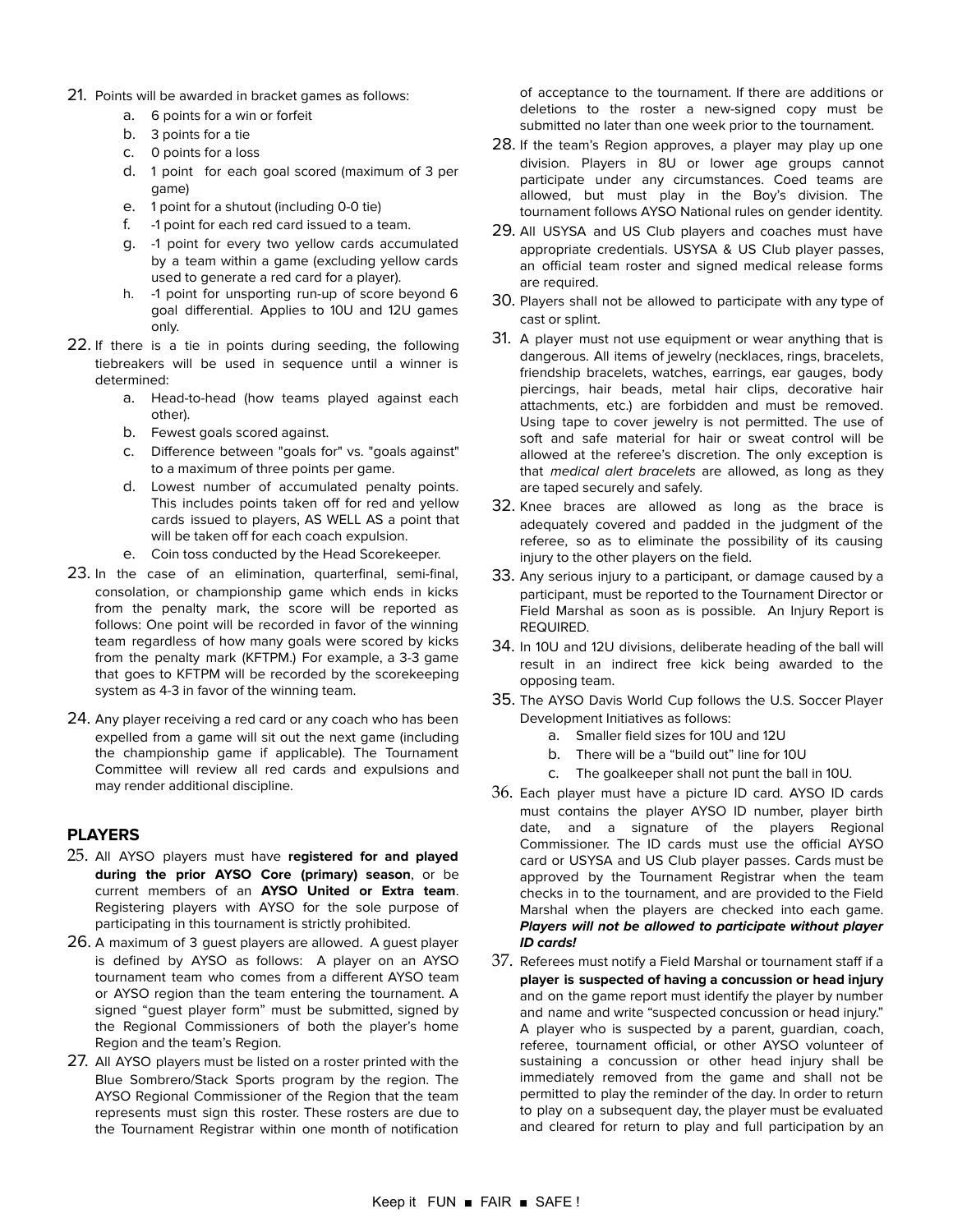21. Points will be awarded in bracket games as follows:
    a. 6 points for a win or forfeit
    b. 3 points for a tie
    c. 0 points for a loss
    d. 1 point for each goal scored (maximum of 3 per game)
    e. 1 point for a shutout (including 0-0 tie)
    f. -1 point for each red card issued to a team.
    g. -1 point for every two yellow cards accumulated by a team within a game (excluding yellow cards used to generate a red card for a player).
    h. -1 point for unsporting run-up of score beyond 6 goal differential. Applies to 10U and 12U games only.
22. If there is a tie in points during seeding, the following tiebreakers will be used in sequence until a winner is determined:
    a. Head-to-head (how teams played against each other).
    b. Fewest goals scored against.
    c. Difference between "goals for" vs. "goals against" to a maximum of three points per game.
    d. Lowest number of accumulated penalty points. This includes points taken off for red and yellow cards issued to players, AS WELL AS a point that will be taken off for each coach expulsion.
    e. Coin toss conducted by the Head Scorekeeper.
23. In the case of an elimination, quarterfinal, semi-final, consolation, or championship game which ends in kicks from the penalty mark, the score will be reported as follows: One point will be recorded in favor of the winning team regardless of how many goals were scored by kicks from the penalty mark (KFTPM.) For example, a 3-3 game that goes to KFTPM will be recorded by the scorekeeping system as 4-3 in favor of the winning team.
24. Any player receiving a red card or any coach who has been expelled from a game will sit out the next game (including the championship game if applicable). The Tournament Committee will review all red cards and expulsions and may render additional discipline.

## PLAYERS

25. All AYSO players must have **registered for and played during the prior AYSO Core (primary) season**, or be current members of an **AYSO United or Extra team**. Registering players with AYSO for the sole purpose of participating in this tournament is strictly prohibited.
26. A maximum of 3 guest players are allowed. A guest player is defined by AYSO as follows: A player on an AYSO tournament team who comes from a different AYSO team or AYSO region than the team entering the tournament. A signed "guest player form" must be submitted, signed by the Regional Commissioners of both the player's home Region and the team's Region.
27. All AYSO players must be listed on a roster printed with the Blue Sombrero/Stack Sports program by the region. The AYSO Regional Commissioner of the Region that the team represents must sign this roster. These rosters are due to the Tournament Registrar within one month of notification of acceptance to the tournament. If there are additions or deletions to the roster a new-signed copy must be submitted no later than one week prior to the tournament.
28. If the team's Region approves, a player may play up one division. Players in 8U or lower age groups cannot participate under any circumstances. Coed teams are allowed, but must play in the Boy's division. The tournament follows AYSO National rules on gender identity.
29. All USYSA and US Club players and coaches must have appropriate credentials. USYSA & US Club player passes, an official team roster and signed medical release forms are required.
30. Players shall not be allowed to participate with any type of cast or splint.
31. A player must not use equipment or wear anything that is dangerous. All items of jewelry (necklaces, rings, bracelets, friendship bracelets, watches, earrings, ear gauges, body piercings, hair beads, metal hair clips, decorative hair attachments, etc.) are forbidden and must be removed. Using tape to cover jewelry is not permitted. The use of soft and safe material for hair or sweat control will be allowed at the referee's discretion. The only exception is that *medical alert bracelets* are allowed, as long as they are taped securely and safely.
32. Knee braces are allowed as long as the brace is adequately covered and padded in the judgment of the referee, so as to eliminate the possibility of its causing injury to the other players on the field.
33. Any serious injury to a participant, or damage caused by a participant, must be reported to the Tournament Director or Field Marshal as soon as is possible. An Injury Report is REQUIRED.
34. In 10U and 12U divisions, deliberate heading of the ball will result in an indirect free kick being awarded to the opposing team.
35. The AYSO Davis World Cup follows the U.S. Soccer Player Development Initiatives as follows:
    a. Smaller field sizes for 10U and 12U
    b. There will be a "build out" line for 10U
    c. The goalkeeper shall not punt the ball in 10U.
36. Each player must have a picture ID card. AYSO ID cards must contains the player AYSO ID number, player birth date, and a signature of the players Regional Commissioner. The ID cards must use the official AYSO card or USYSA and US Club player passes. Cards must be approved by the Tournament Registrar when the team checks in to the tournament, and are provided to the Field Marshal when the players are checked into each game. ***Players will not be allowed to participate without player ID cards!***
37. Referees must notify a Field Marshal or tournament staff if a **player is suspected of having a concussion or head injury** and on the game report must identify the player by number and name and write "suspected concussion or head injury." A player who is suspected by a parent, guardian, coach, referee, tournament official, or other AYSO volunteer of sustaining a concussion or other head injury shall be immediately removed from the game and shall not be permitted to play the reminder of the day. In order to return to play on a subsequent day, the player must be evaluated and cleared for return to play and full participation by an

Keep it FUN ■ FAIR ■ SAFE !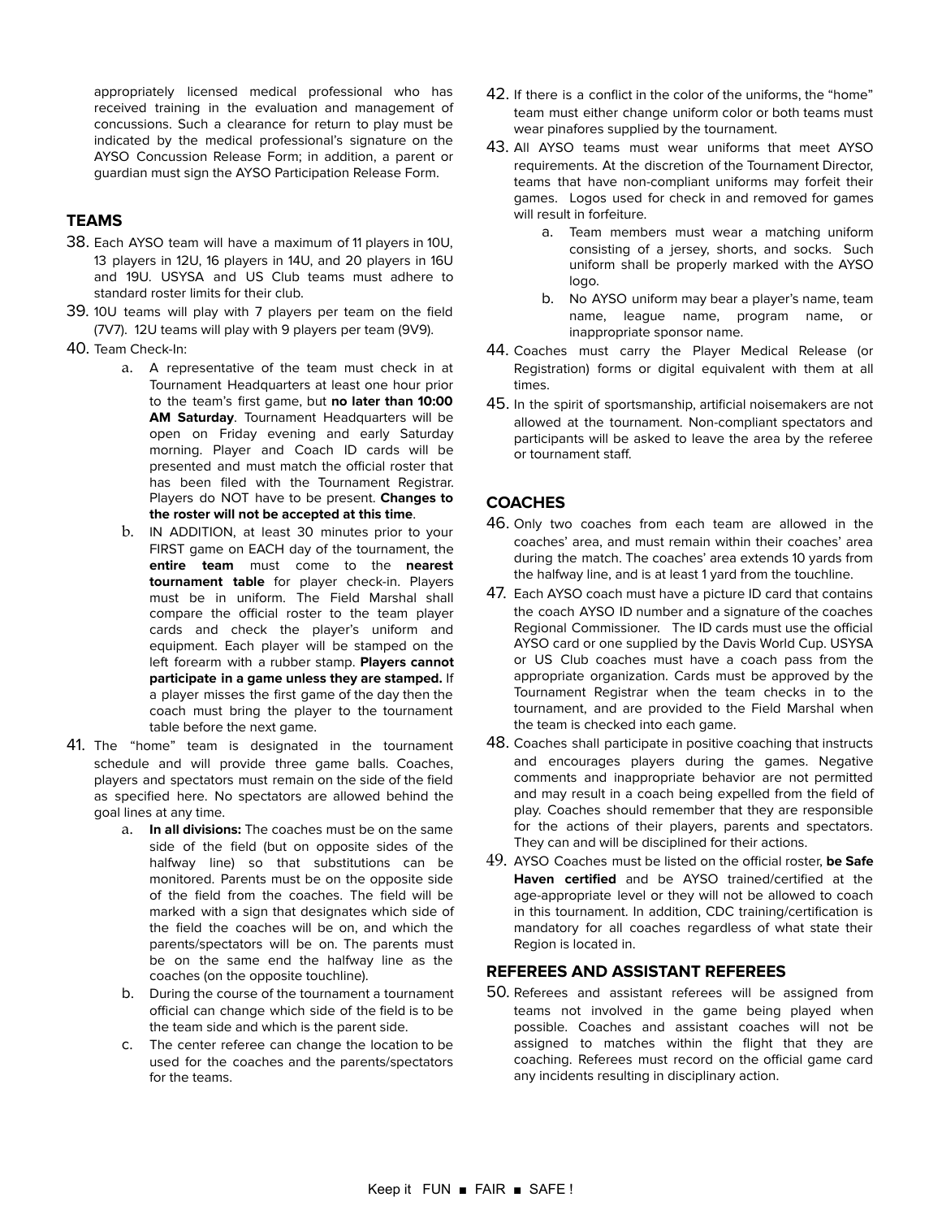appropriately licensed medical professional who has received training in the evaluation and management of concussions. Such a clearance for return to play must be indicated by the medical professional's signature on the AYSO Concussion Release Form; in addition, a parent or guardian must sign the AYSO Participation Release Form.

## TEAMS

38. Each AYSO team will have a maximum of 11 players in 10U, 13 players in 12U, 16 players in 14U, and 20 players in 16U and 19U. USYSA and US Club teams must adhere to standard roster limits for their club.
39. 10U teams will play with 7 players per team on the field (7V7). 12U teams will play with 9 players per team (9V9).
40. Team Check-In:
    a. A representative of the team must check in at Tournament Headquarters at least one hour prior to the team's first game, but **no later than 10:00 AM Saturday**. Tournament Headquarters will be open on Friday evening and early Saturday morning. Player and Coach ID cards will be presented and must match the official roster that has been filed with the Tournament Registrar. Players do NOT have to be present. **Changes to the roster will not be accepted at this time**.
    b. IN ADDITION, at least 30 minutes prior to your FIRST game on EACH day of the tournament, the **entire team** must come to the **nearest tournament table** for player check-in. Players must be in uniform. The Field Marshal shall compare the official roster to the team player cards and check the player's uniform and equipment. Each player will be stamped on the left forearm with a rubber stamp. **Players cannot participate in a game unless they are stamped.** If a player misses the first game of the day then the coach must bring the player to the tournament table before the next game.
41. The "home" team is designated in the tournament schedule and will provide three game balls. Coaches, players and spectators must remain on the side of the field as specified here. No spectators are allowed behind the goal lines at any time.
    a. **In all divisions:** The coaches must be on the same side of the field (but on opposite sides of the halfway line) so that substitutions can be monitored. Parents must be on the opposite side of the field from the coaches. The field will be marked with a sign that designates which side of the field the coaches will be on, and which the parents/spectators will be on. The parents must be on the same end the halfway line as the coaches (on the opposite touchline).
    b. During the course of the tournament a tournament official can change which side of the field is to be the team side and which is the parent side.
    c. The center referee can change the location to be used for the coaches and the parents/spectators for the teams.
42. If there is a conflict in the color of the uniforms, the "home" team must either change uniform color or both teams must wear pinafores supplied by the tournament.
43. All AYSO teams must wear uniforms that meet AYSO requirements. At the discretion of the Tournament Director, teams that have non-compliant uniforms may forfeit their games. Logos used for check in and removed for games will result in forfeiture.
    a. Team members must wear a matching uniform consisting of a jersey, shorts, and socks. Such uniform shall be properly marked with the AYSO logo.
    b. No AYSO uniform may bear a player's name, team name, league name, program name, or inappropriate sponsor name.
44. Coaches must carry the Player Medical Release (or Registration) forms or digital equivalent with them at all times.
45. In the spirit of sportsmanship, artificial noisemakers are not allowed at the tournament. Non-compliant spectators and participants will be asked to leave the area by the referee or tournament staff.

## COACHES

46. Only two coaches from each team are allowed in the coaches' area, and must remain within their coaches' area during the match. The coaches' area extends 10 yards from the halfway line, and is at least 1 yard from the touchline.
47. Each AYSO coach must have a picture ID card that contains the coach AYSO ID number and a signature of the coaches Regional Commissioner. The ID cards must use the official AYSO card or one supplied by the Davis World Cup. USYSA or US Club coaches must have a coach pass from the appropriate organization. Cards must be approved by the Tournament Registrar when the team checks in to the tournament, and are provided to the Field Marshal when the team is checked into each game.
48. Coaches shall participate in positive coaching that instructs and encourages players during the games. Negative comments and inappropriate behavior are not permitted and may result in a coach being expelled from the field of play. Coaches should remember that they are responsible for the actions of their players, parents and spectators. They can and will be disciplined for their actions.
49. AYSO Coaches must be listed on the official roster, **be Safe Haven certified** and be AYSO trained/certified at the age-appropriate level or they will not be allowed to coach in this tournament. In addition, CDC training/certification is mandatory for all coaches regardless of what state their Region is located in.

## REFEREES AND ASSISTANT REFEREES

50. Referees and assistant referees will be assigned from teams not involved in the game being played when possible. Coaches and assistant coaches will not be assigned to matches within the flight that they are coaching. Referees must record on the official game card any incidents resulting in disciplinary action.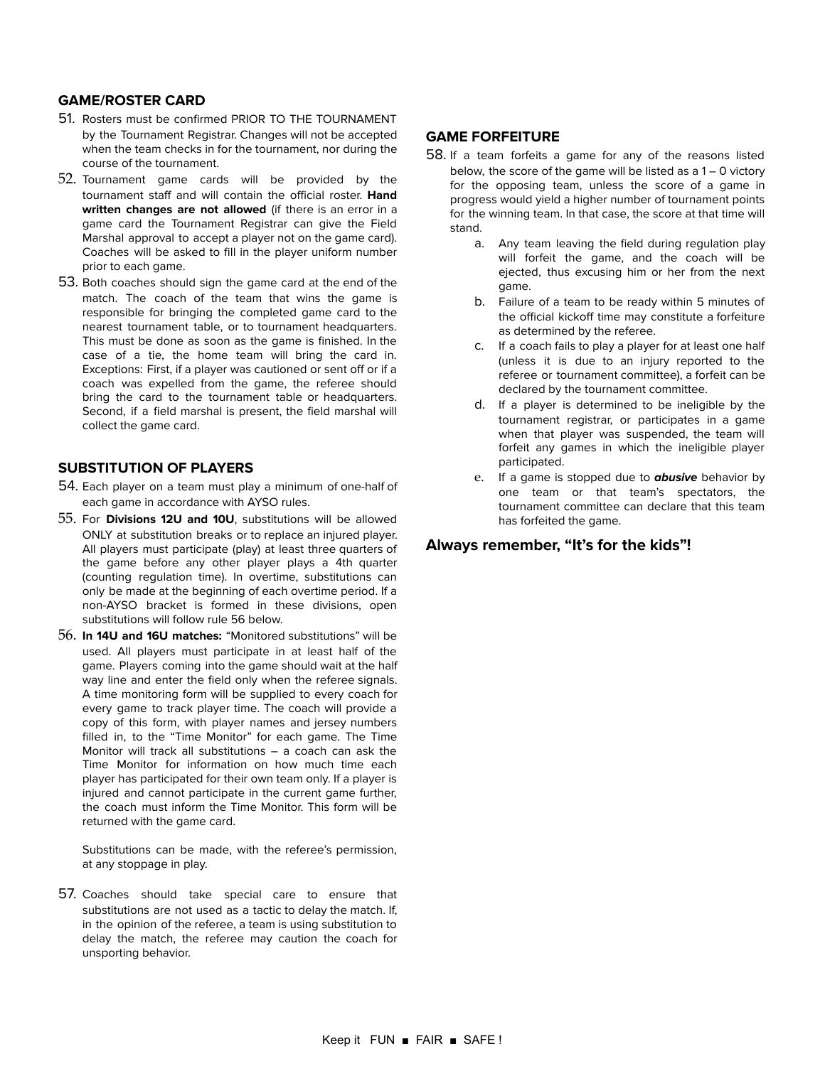## GAME/ROSTER CARD

51. Rosters must be confirmed PRIOR TO THE TOURNAMENT by the Tournament Registrar. Changes will not be accepted when the team checks in for the tournament, nor during the course of the tournament.
52. Tournament game cards will be provided by the tournament staff and will contain the official roster. **Hand written changes are not allowed** (if there is an error in a game card the Tournament Registrar can give the Field Marshal approval to accept a player not on the game card). Coaches will be asked to fill in the player uniform number prior to each game.
53. Both coaches should sign the game card at the end of the match. The coach of the team that wins the game is responsible for bringing the completed game card to the nearest tournament table, or to tournament headquarters. This must be done as soon as the game is finished. In the case of a tie, the home team will bring the card in. Exceptions: First, if a player was cautioned or sent off or if a coach was expelled from the game, the referee should bring the card to the tournament table or headquarters. Second, if a field marshal is present, the field marshal will collect the game card.

## SUBSTITUTION OF PLAYERS

54. Each player on a team must play a minimum of one-half of each game in accordance with AYSO rules.
55. For **Divisions 12U and 10U**, substitutions will be allowed ONLY at substitution breaks or to replace an injured player. All players must participate (play) at least three quarters of the game before any other player plays a 4th quarter (counting regulation time). In overtime, substitutions can only be made at the beginning of each overtime period. If a non-AYSO bracket is formed in these divisions, open substitutions will follow rule 56 below.
56. **In 14U and 16U matches:** "Monitored substitutions" will be used. All players must participate in at least half of the game. Players coming into the game should wait at the half way line and enter the field only when the referee signals. A time monitoring form will be supplied to every coach for every game to track player time. The coach will provide a copy of this form, with player names and jersey numbers filled in, to the "Time Monitor" for each game. The Time Monitor will track all substitutions – a coach can ask the Time Monitor for information on how much time each player has participated for their own team only. If a player is injured and cannot participate in the current game further, the coach must inform the Time Monitor. This form will be returned with the game card.

    Substitutions can be made, with the referee's permission, at any stoppage in play.

57. Coaches should take special care to ensure that substitutions are not used as a tactic to delay the match. If, in the opinion of the referee, a team is using substitution to delay the match, the referee may caution the coach for unsporting behavior.

## GAME FORFEITURE

58. If a team forfeits a game for any of the reasons listed below, the score of the game will be listed as a 1 – 0 victory for the opposing team, unless the score of a game in progress would yield a higher number of tournament points for the winning team. In that case, the score at that time will stand.
    a. Any team leaving the field during regulation play will forfeit the game, and the coach will be ejected, thus excusing him or her from the next game.
    b. Failure of a team to be ready within 5 minutes of the official kickoff time may constitute a forfeiture as determined by the referee.
    c. If a coach fails to play a player for at least one half (unless it is due to an injury reported to the referee or tournament committee), a forfeit can be declared by the tournament committee.
    d. If a player is determined to be ineligible by the tournament registrar, or participates in a game when that player was suspended, the team will forfeit any games in which the ineligible player participated.
    e. If a game is stopped due to ***abusive*** behavior by one team or that team's spectators, the tournament committee can declare that this team has forfeited the game.

## Always remember, "It's for the kids"!